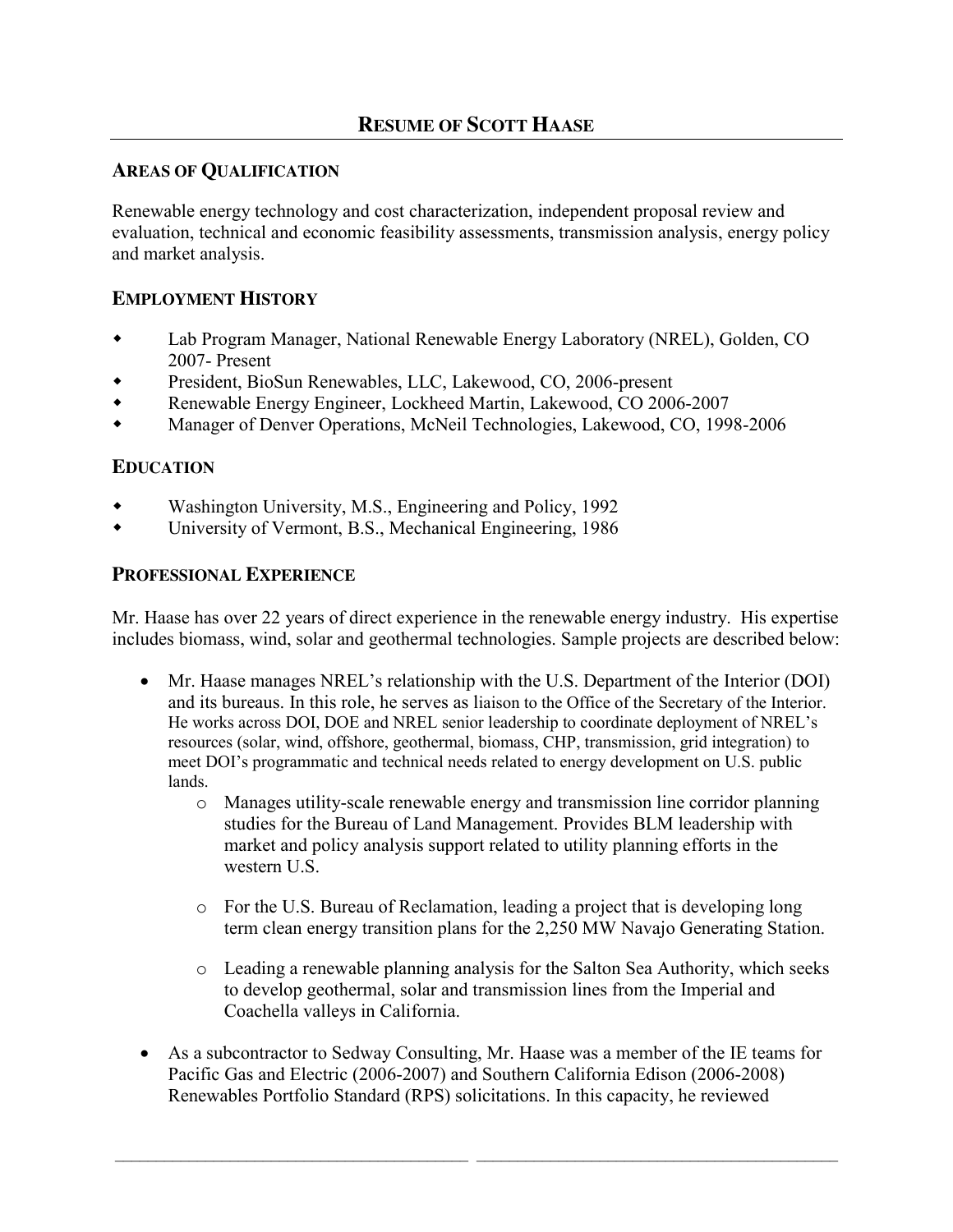# RESUME OF SCOTT HAASE

## AREAS OF QUALIFICATION

Renewable energy technology and cost characterization, independent proposal review and evaluation, technical and economic feasibility assessments, transmission analysis, energy policy and market analysis.

## EMPLOYMENT HISTORY

- Lab Program Manager, National Renewable Energy Laboratory (NREL), Golden, CO 2007- Present
- President, BioSun Renewables, LLC, Lakewood, CO, 2006-present
- Renewable Energy Engineer, Lockheed Martin, Lakewood, CO 2006-2007
- Manager of Denver Operations, McNeil Technologies, Lakewood, CO, 1998-2006

## EDUCATION

- Washington University, M.S., Engineering and Policy, 1992
- University of Vermont, B.S., Mechanical Engineering, 1986

## PROFESSIONAL EXPERIENCE

Mr. Haase has over 22 years of direct experience in the renewable energy industry. His expertise includes biomass, wind, solar and geothermal technologies. Sample projects are described below:

- Mr. Haase manages NREL's relationship with the U.S. Department of the Interior (DOI) and its bureaus. In this role, he serves as liaison to the Office of the Secretary of the Interior. He works across DOI, DOE and NREL senior leadership to coordinate deployment of NREL's resources (solar, wind, offshore, geothermal, biomass, CHP, transmission, grid integration) to meet DOI's programmatic and technical needs related to energy development on U.S. public lands.
    - Manages utility-scale renewable energy and transmission line corridor planning studies for the Bureau of Land Management. Provides BLM leadership with market and policy analysis support related to utility planning efforts in the western U.S.
    - For the U.S. Bureau of Reclamation, leading a project that is developing long term clean energy transition plans for the 2,250 MW Navajo Generating Station.
    - Leading a renewable planning analysis for the Salton Sea Authority, which seeks to develop geothermal, solar and transmission lines from the Imperial and Coachella valleys in California.
- As a subcontractor to Sedway Consulting, Mr. Haase was a member of the IE teams for Pacific Gas and Electric (2006-2007) and Southern California Edison (2006-2008) Renewables Portfolio Standard (RPS) solicitations. In this capacity, he reviewed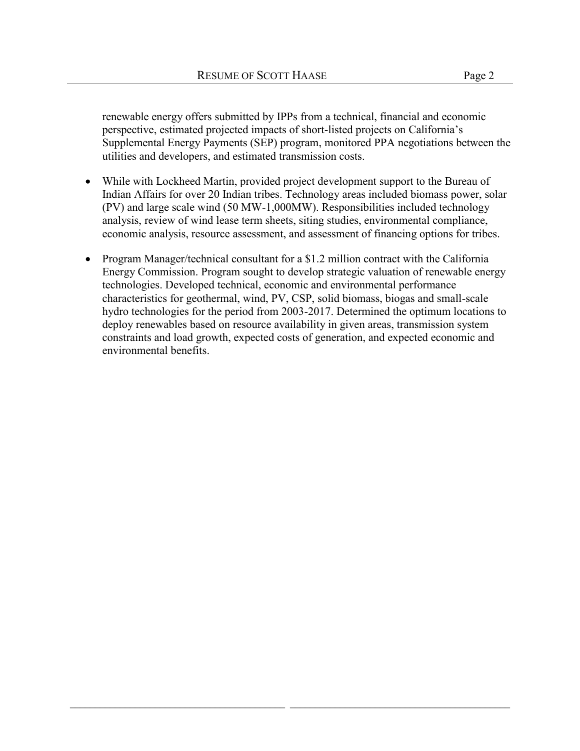renewable energy offers submitted by IPPs from a technical, financial and economic perspective, estimated projected impacts of short-listed projects on California's Supplemental Energy Payments (SEP) program, monitored PPA negotiations between the utilities and developers, and estimated transmission costs.

- While with Lockheed Martin, provided project development support to the Bureau of Indian Affairs for over 20 Indian tribes. Technology areas included biomass power, solar (PV) and large scale wind (50 MW-1,000MW). Responsibilities included technology analysis, review of wind lease term sheets, siting studies, environmental compliance, economic analysis, resource assessment, and assessment of financing options for tribes.
- Program Manager/technical consultant for a $1.2 million contract with the California Energy Commission. Program sought to develop strategic valuation of renewable energy technologies. Developed technical, economic and environmental performance characteristics for geothermal, wind, PV, CSP, solid biomass, biogas and small-scale hydro technologies for the period from 2003-2017. Determined the optimum locations to deploy renewables based on resource availability in given areas, transmission system constraints and load growth, expected costs of generation, and expected economic and environmental benefits.